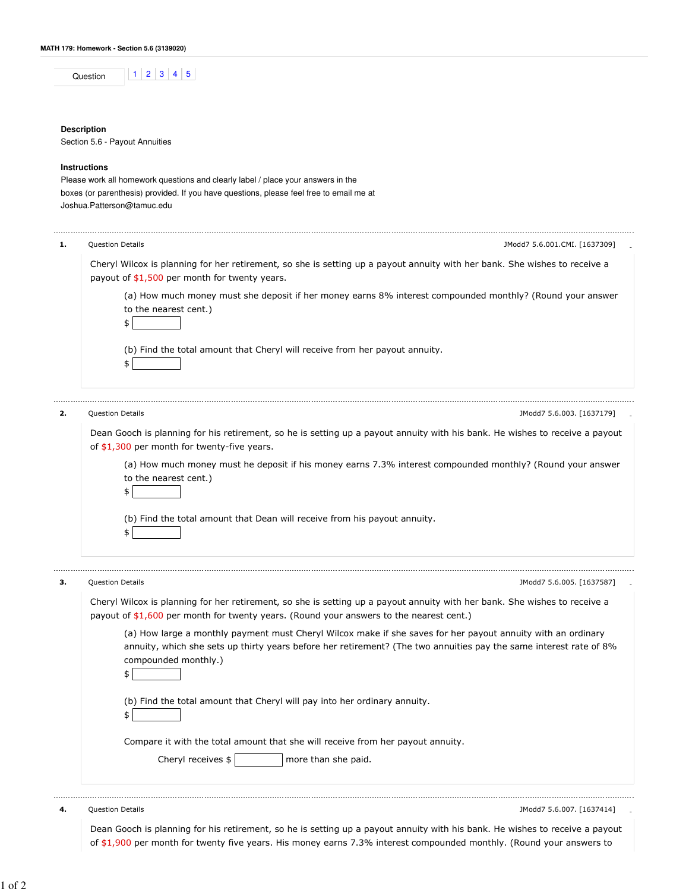**MATH 179: Homework - Section 5.6 (3139020)**

| Question | 1 | 2 | 3 | 4 | 5 |
| --- | --- | --- | --- | --- | --- |

**Description**

Section 5.6 - Payout Annuities

**Instructions**

Please work all homework questions and clearly label / place your answers in the boxes (or parenthesis) provided. If you have questions, please feel free to email me at Joshua.Patterson@tamuc.edu

---

**1.** Question Details — JModd7 5.6.001.CMI. [1637309]

Cheryl Wilcox is planning for her retirement, so she is setting up a payout annuity with her bank. She wishes to receive a payout of $1,500 per month for twenty years.

(a) How much money must she deposit if her money earns 8% interest compounded monthly? (Round your answer to the nearest cent.)

$ [ ]

(b) Find the total amount that Cheryl will receive from her payout annuity.

$ [ ]

---

**2.** Question Details — JModd7 5.6.003. [1637179]

Dean Gooch is planning for his retirement, so he is setting up a payout annuity with his bank. He wishes to receive a payout of $1,300 per month for twenty-five years.

(a) How much money must he deposit if his money earns 7.3% interest compounded monthly? (Round your answer to the nearest cent.)

$ [ ]

(b) Find the total amount that Dean will receive from his payout annuity.

$ [ ]

---

**3.** Question Details — JModd7 5.6.005. [1637587]

Cheryl Wilcox is planning for her retirement, so she is setting up a payout annuity with her bank. She wishes to receive a payout of $1,600 per month for twenty years. (Round your answers to the nearest cent.)

(a) How large a monthly payment must Cheryl Wilcox make if she saves for her payout annuity with an ordinary annuity, which she sets up thirty years before her retirement? (The two annuities pay the same interest rate of 8% compounded monthly.)

$ [ ]

(b) Find the total amount that Cheryl will pay into her ordinary annuity.

$ [ ]

Compare it with the total amount that she will receive from her payout annuity.

Cheryl receives $ [ ] more than she paid.

---

**4.** Question Details — JModd7 5.6.007. [1637414]

Dean Gooch is planning for his retirement, so he is setting up a payout annuity with his bank. He wishes to receive a payout of $1,900 per month for twenty five years. His money earns 7.3% interest compounded monthly. (Round your answers to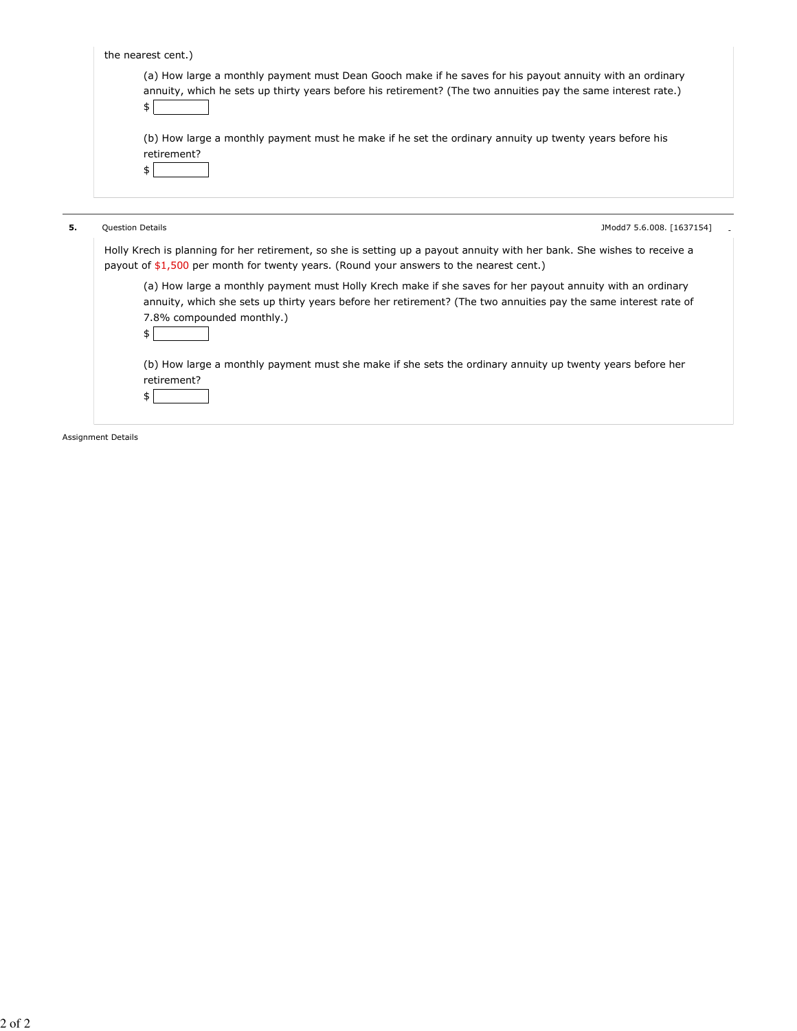the nearest cent.)

(a) How large a monthly payment must Dean Gooch make if he saves for his payout annuity with an ordinary annuity, which he sets up thirty years before his retirement? (The two annuities pay the same interest rate.)

$ ______

(b) How large a monthly payment must he make if he set the ordinary annuity up twenty years before his retirement?

$ ______

**5.** Question Details JModd7 5.6.008. [1637154]

Holly Krech is planning for her retirement, so she is setting up a payout annuity with her bank. She wishes to receive a payout of $1,500 per month for twenty years. (Round your answers to the nearest cent.)

(a) How large a monthly payment must Holly Krech make if she saves for her payout annuity with an ordinary annuity, which she sets up thirty years before her retirement? (The two annuities pay the same interest rate of 7.8% compounded monthly.)

$ ______

(b) How large a monthly payment must she make if she sets the ordinary annuity up twenty years before her retirement?

$ ______

Assignment Details